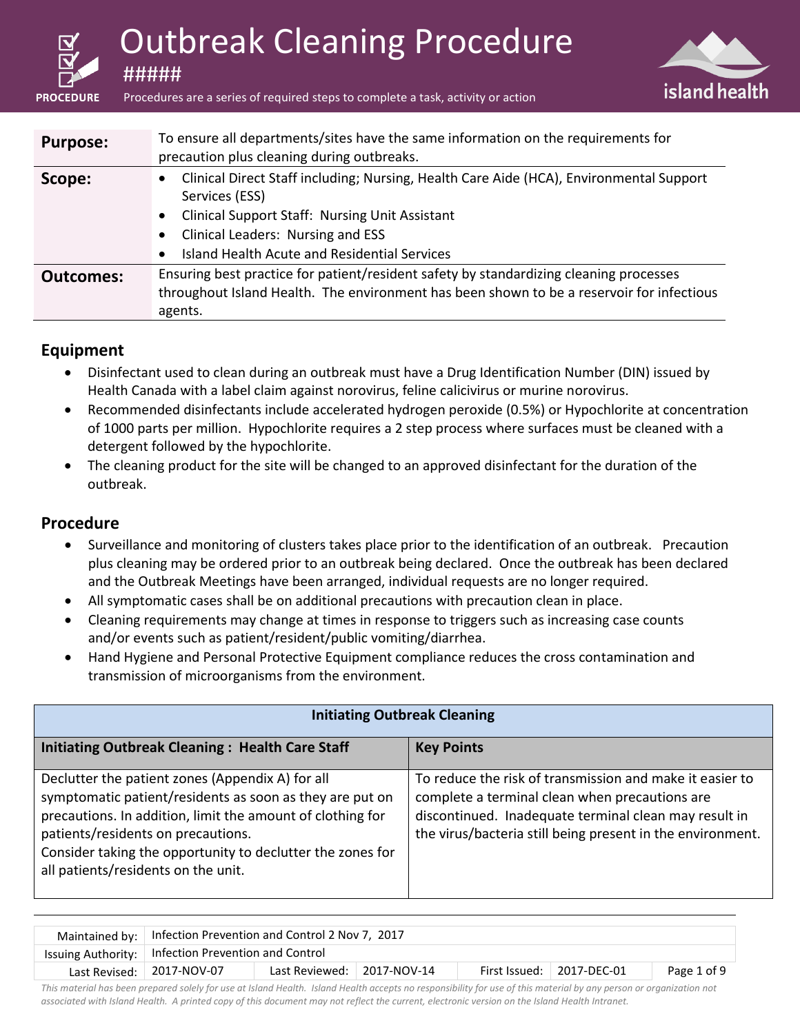# Outbreak Cleaning Procedure

#####

PROCEDURE — Procedures are a series of required steps to complete a task, activity or action

| | |
|---|---|
| **Purpose:** | To ensure all departments/sites have the same information on the requirements for precaution plus cleaning during outbreaks. |
| **Scope:** | • Clinical Direct Staff including; Nursing, Health Care Aide (HCA), Environmental Support Services (ESS)<br>• Clinical Support Staff: Nursing Unit Assistant<br>• Clinical Leaders: Nursing and ESS<br>• Island Health Acute and Residential Services |
| **Outcomes:** | Ensuring best practice for patient/resident safety by standardizing cleaning processes throughout Island Health. The environment has been shown to be a reservoir for infectious agents. |

## Equipment

- Disinfectant used to clean during an outbreak must have a Drug Identification Number (DIN) issued by Health Canada with a label claim against norovirus, feline calicivirus or murine norovirus.
- Recommended disinfectants include accelerated hydrogen peroxide (0.5%) or Hypochlorite at concentration of 1000 parts per million. Hypochlorite requires a 2 step process where surfaces must be cleaned with a detergent followed by the hypochlorite.
- The cleaning product for the site will be changed to an approved disinfectant for the duration of the outbreak.

## Procedure

- Surveillance and monitoring of clusters takes place prior to the identification of an outbreak. Precaution plus cleaning may be ordered prior to an outbreak being declared. Once the outbreak has been declared and the Outbreak Meetings have been arranged, individual requests are no longer required.
- All symptomatic cases shall be on additional precautions with precaution clean in place.
- Cleaning requirements may change at times in response to triggers such as increasing case counts and/or events such as patient/resident/public vomiting/diarrhea.
- Hand Hygiene and Personal Protective Equipment compliance reduces the cross contamination and transmission of microorganisms from the environment.

| **Initiating Outbreak Cleaning** | |
|---|---|
| **Initiating Outbreak Cleaning : Health Care Staff** | **Key Points** |
| Declutter the patient zones (Appendix A) for all symptomatic patient/residents as soon as they are put on precautions. In addition, limit the amount of clothing for patients/residents on precautions.<br>Consider taking the opportunity to declutter the zones for all patients/residents on the unit. | To reduce the risk of transmission and make it easier to complete a terminal clean when precautions are discontinued. Inadequate terminal clean may result in the virus/bacteria still being present in the environment. |

| | | | | | |
|---|---|---|---|---|---|
| Maintained by: | Infection Prevention and Control 2 Nov 7, 2017 | | | | |
| Issuing Authority: | Infection Prevention and Control | | | | |
| Last Revised: | 2017-NOV-07 | Last Reviewed: | 2017-NOV-14 | First Issued: | 2017-DEC-01 |

*This material has been prepared solely for use at Island Health. Island Health accepts no responsibility for use of this material by any person or organization not associated with Island Health. A printed copy of this document may not reflect the current, electronic version on the Island Health Intranet.*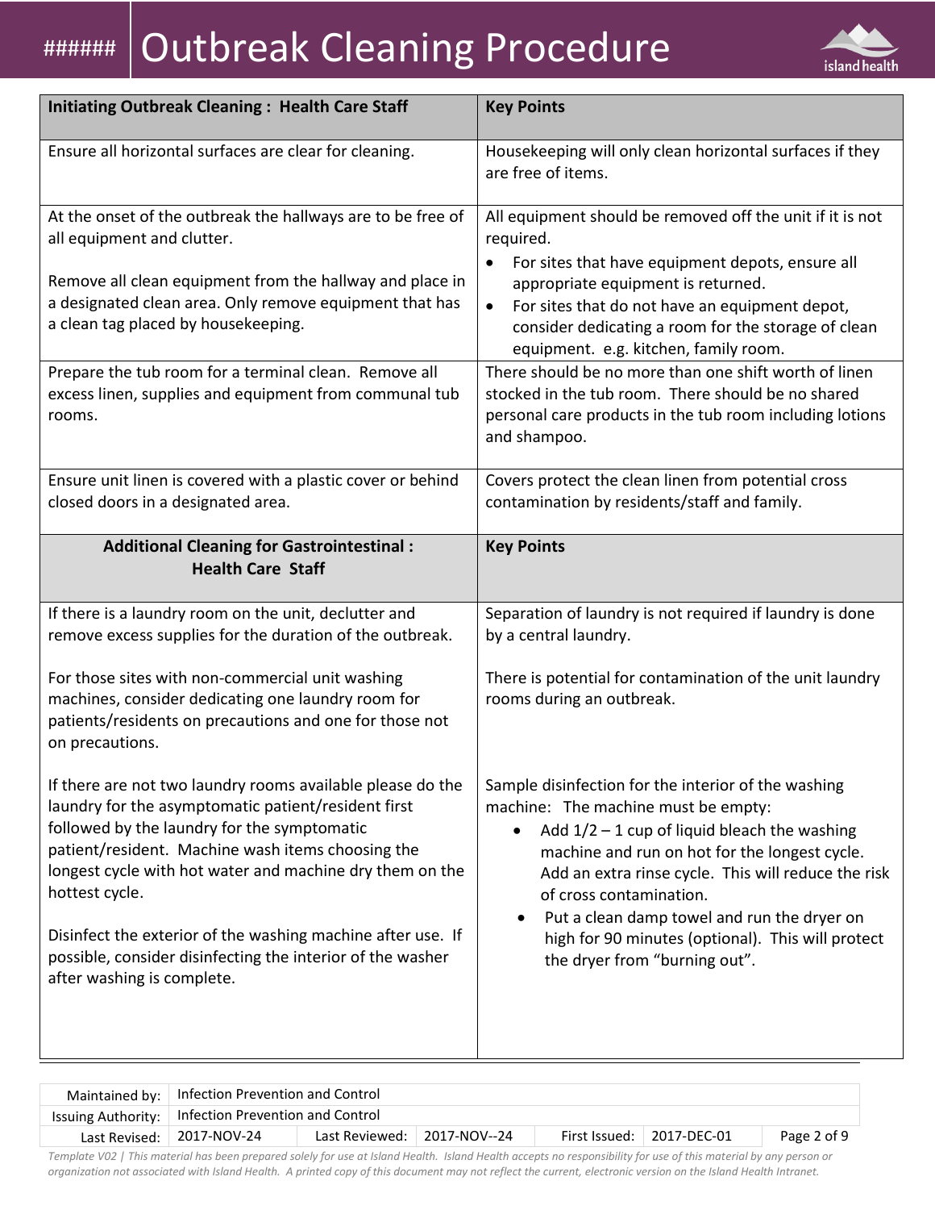# ###### Outbreak Cleaning Procedure

| Initiating Outbreak Cleaning : Health Care Staff | Key Points |
|---|---|
| Ensure all horizontal surfaces are clear for cleaning. | Housekeeping will only clean horizontal surfaces if they are free of items. |
| At the onset of the outbreak the hallways are to be free of all equipment and clutter.<br><br>Remove all clean equipment from the hallway and place in a designated clean area. Only remove equipment that has a clean tag placed by housekeeping. | All equipment should be removed off the unit if it is not required.<br>• For sites that have equipment depots, ensure all appropriate equipment is returned.<br>• For sites that do not have an equipment depot, consider dedicating a room for the storage of clean equipment. e.g. kitchen, family room. |
| Prepare the tub room for a terminal clean. Remove all excess linen, supplies and equipment from communal tub rooms. | There should be no more than one shift worth of linen stocked in the tub room. There should be no shared personal care products in the tub room including lotions and shampoo. |
| Ensure unit linen is covered with a plastic cover or behind closed doors in a designated area. | Covers protect the clean linen from potential cross contamination by residents/staff and family. |
| **Additional Cleaning for Gastrointestinal : Health Care Staff** | **Key Points** |
| If there is a laundry room on the unit, declutter and remove excess supplies for the duration of the outbreak.<br><br>For those sites with non-commercial unit washing machines, consider dedicating one laundry room for patients/residents on precautions and one for those not on precautions.<br><br>If there are not two laundry rooms available please do the laundry for the asymptomatic patient/resident first followed by the laundry for the symptomatic patient/resident. Machine wash items choosing the longest cycle with hot water and machine dry them on the hottest cycle.<br><br>Disinfect the exterior of the washing machine after use. If possible, consider disinfecting the interior of the washer after washing is complete. | Separation of laundry is not required if laundry is done by a central laundry.<br><br>There is potential for contamination of the unit laundry rooms during an outbreak.<br><br>Sample disinfection for the interior of the washing machine: The machine must be empty:<br>• Add 1/2 – 1 cup of liquid bleach the washing machine and run on hot for the longest cycle. Add an extra rinse cycle. This will reduce the risk of cross contamination.<br>• Put a clean damp towel and run the dryer on high for 90 minutes (optional). This will protect the dryer from "burning out". |

| Maintained by: | Infection Prevention and Control | | | | |
|---|---|---|---|---|---|
| Issuing Authority: | Infection Prevention and Control | | | | |
| Last Revised: | 2017-NOV-24 | Last Reviewed: | 2017-NOV--24 | First Issued: | 2017-DEC-01 |

*Template V02 | This material has been prepared solely for use at Island Health. Island Health accepts no responsibility for use of this material by any person or organization not associated with Island Health. A printed copy of this document may not reflect the current, electronic version on the Island Health Intranet.*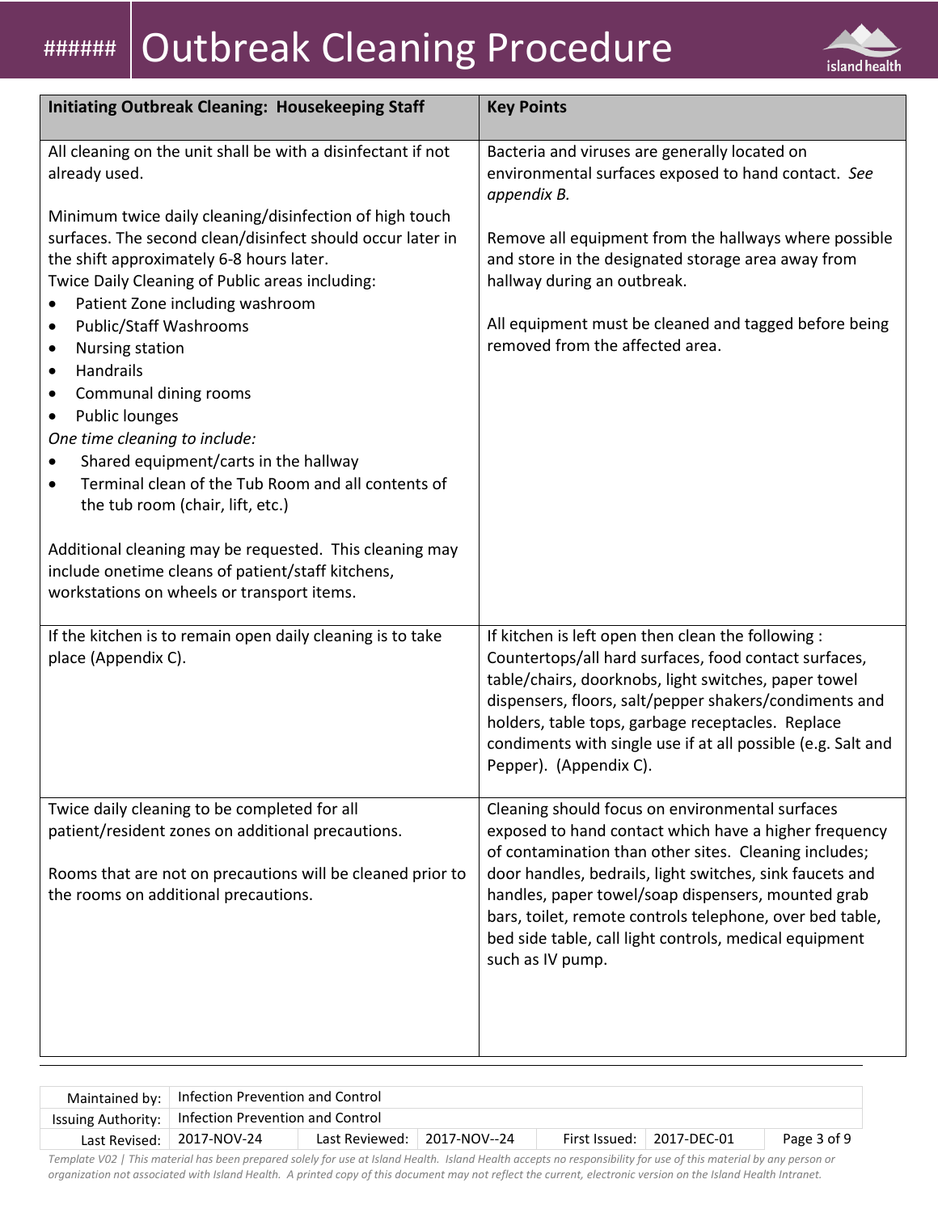| Initiating Outbreak Cleaning: Housekeeping Staff | Key Points |
|---|---|
| All cleaning on the unit shall be with a disinfectant if not already used.<br><br>Minimum twice daily cleaning/disinfection of high touch surfaces. The second clean/disinfect should occur later in the shift approximately 6-8 hours later.<br>Twice Daily Cleaning of Public areas including:<br>• Patient Zone including washroom<br>• Public/Staff Washrooms<br>• Nursing station<br>• Handrails<br>• Communal dining rooms<br>• Public lounges<br>*One time cleaning to include:*<br>• Shared equipment/carts in the hallway<br>• Terminal clean of the Tub Room and all contents of the tub room (chair, lift, etc.)<br><br>Additional cleaning may be requested. This cleaning may include onetime cleans of patient/staff kitchens, workstations on wheels or transport items. | Bacteria and viruses are generally located on environmental surfaces exposed to hand contact. *See appendix B.*<br><br>Remove all equipment from the hallways where possible and store in the designated storage area away from hallway during an outbreak.<br><br>All equipment must be cleaned and tagged before being removed from the affected area. |
| If the kitchen is to remain open daily cleaning is to take place (Appendix C). | If kitchen is left open then clean the following : Countertops/all hard surfaces, food contact surfaces, table/chairs, doorknobs, light switches, paper towel dispensers, floors, salt/pepper shakers/condiments and holders, table tops, garbage receptacles. Replace condiments with single use if at all possible (e.g. Salt and Pepper). (Appendix C). |
| Twice daily cleaning to be completed for all patient/resident zones on additional precautions.<br><br>Rooms that are not on precautions will be cleaned prior to the rooms on additional precautions. | Cleaning should focus on environmental surfaces exposed to hand contact which have a higher frequency of contamination than other sites. Cleaning includes; door handles, bedrails, light switches, sink faucets and handles, paper towel/soap dispensers, mounted grab bars, toilet, remote controls telephone, over bed table, bed side table, call light controls, medical equipment such as IV pump. |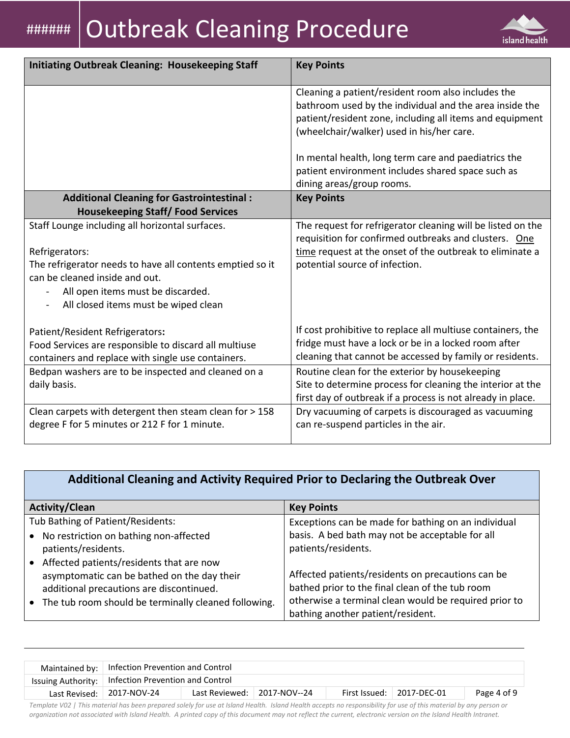| Initiating Outbreak Cleaning: Housekeeping Staff | Key Points |
|---|---|
| | Cleaning a patient/resident room also includes the bathroom used by the individual and the area inside the patient/resident zone, including all items and equipment (wheelchair/walker) used in his/her care.<br><br>In mental health, long term care and paediatrics the patient environment includes shared space such as dining areas/group rooms. |
| **Additional Cleaning for Gastrointestinal : Housekeeping Staff/ Food Services** | **Key Points** |
| Staff Lounge including all horizontal surfaces.<br><br>Refrigerators:<br>The refrigerator needs to have all contents emptied so it can be cleaned inside and out.<br>- All open items must be discarded.<br>- All closed items must be wiped clean | The request for refrigerator cleaning will be listed on the requisition for confirmed outbreaks and clusters. <u>One time</u> request at the onset of the outbreak to eliminate a potential source of infection. |
| Patient/Resident Refrigerators**:**<br>Food Services are responsible to discard all multiuse containers and replace with single use containers. | If cost prohibitive to replace all multiuse containers, the fridge must have a lock or be in a locked room after cleaning that cannot be accessed by family or residents. |
| Bedpan washers are to be inspected and cleaned on a daily basis. | Routine clean for the exterior by housekeeping<br>Site to determine process for cleaning the interior at the first day of outbreak if a process is not already in place. |
| Clean carpets with detergent then steam clean for > 158 degree F for 5 minutes or 212 F for 1 minute. | Dry vacuuming of carpets is discouraged as vacuuming can re-suspend particles in the air. |

## Additional Cleaning and Activity Required Prior to Declaring the Outbreak Over

| Activity/Clean | Key Points |
|---|---|
| Tub Bathing of Patient/Residents:<br>• No restriction on bathing non-affected patients/residents.<br>• Affected patients/residents that are now asymptomatic can be bathed on the day their additional precautions are discontinued.<br>• The tub room should be terminally cleaned following. | Exceptions can be made for bathing on an individual basis. A bed bath may not be acceptable for all patients/residents.<br><br>Affected patients/residents on precautions can be bathed prior to the final clean of the tub room otherwise a terminal clean would be required prior to bathing another patient/resident. |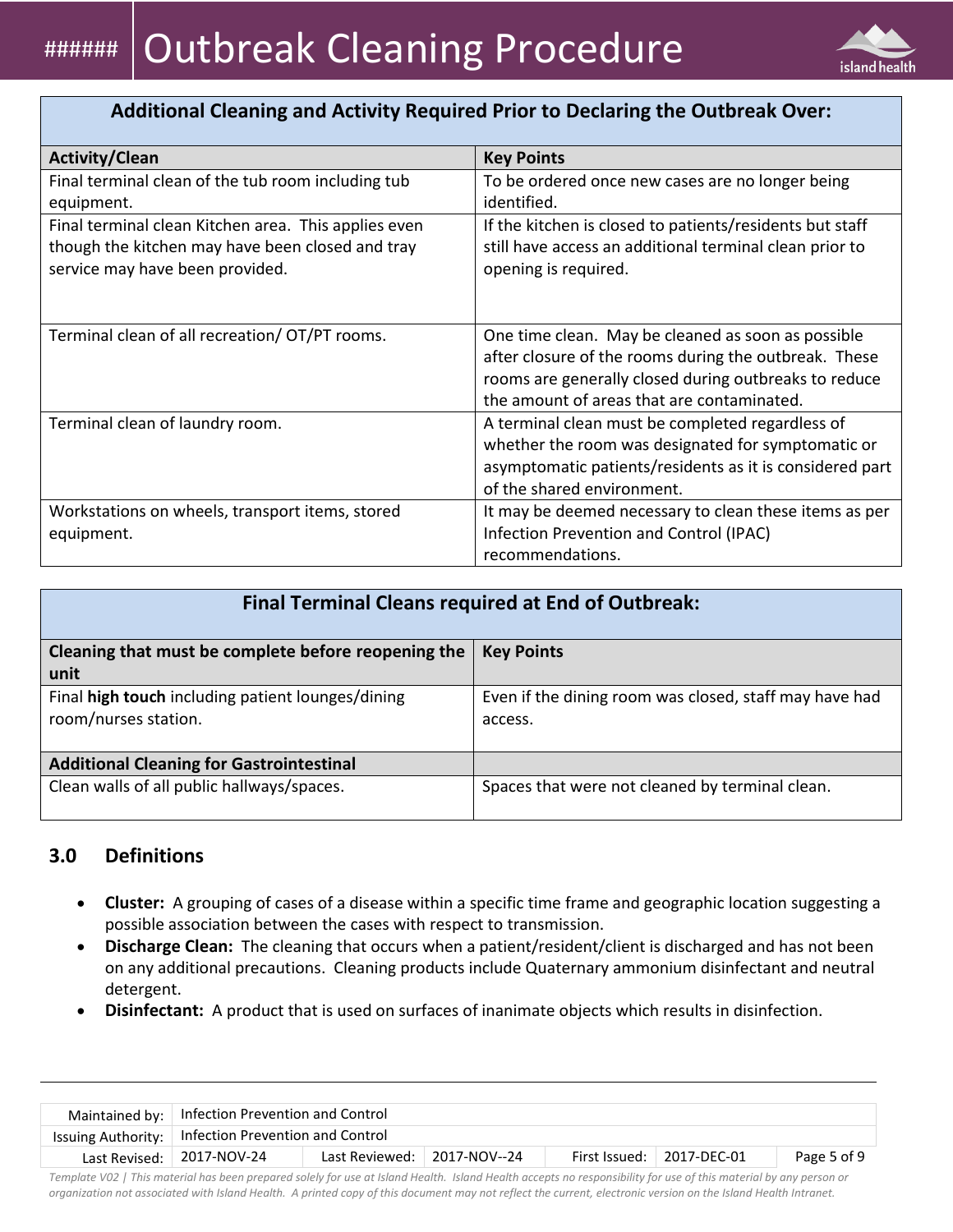| Additional Cleaning and Activity Required Prior to Declaring the Outbreak Over: | |
|---|---|
| **Activity/Clean** | **Key Points** |
| Final terminal clean of the tub room including tub equipment. | To be ordered once new cases are no longer being identified. |
| Final terminal clean Kitchen area. This applies even though the kitchen may have been closed and tray service may have been provided. | If the kitchen is closed to patients/residents but staff still have access an additional terminal clean prior to opening is required. |
| Terminal clean of all recreation/ OT/PT rooms. | One time clean. May be cleaned as soon as possible after closure of the rooms during the outbreak. These rooms are generally closed during outbreaks to reduce the amount of areas that are contaminated. |
| Terminal clean of laundry room. | A terminal clean must be completed regardless of whether the room was designated for symptomatic or asymptomatic patients/residents as it is considered part of the shared environment. |
| Workstations on wheels, transport items, stored equipment. | It may be deemed necessary to clean these items as per Infection Prevention and Control (IPAC) recommendations. |

| Final Terminal Cleans required at End of Outbreak: | |
|---|---|
| **Cleaning that must be complete before reopening the unit** | **Key Points** |
| Final **high touch** including patient lounges/dining room/nurses station. | Even if the dining room was closed, staff may have had access. |
| **Additional Cleaning for Gastrointestinal** | |
| Clean walls of all public hallways/spaces. | Spaces that were not cleaned by terminal clean. |

## 3.0 Definitions

- **Cluster:** A grouping of cases of a disease within a specific time frame and geographic location suggesting a possible association between the cases with respect to transmission.
- **Discharge Clean:** The cleaning that occurs when a patient/resident/client is discharged and has not been on any additional precautions. Cleaning products include Quaternary ammonium disinfectant and neutral detergent.
- **Disinfectant:** A product that is used on surfaces of inanimate objects which results in disinfection.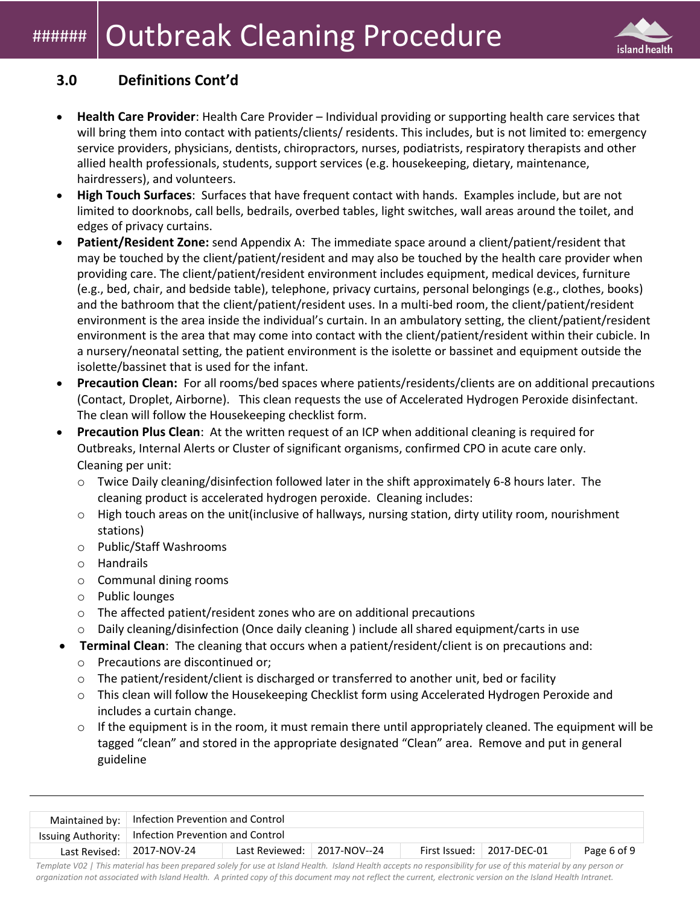## 3.0 Definitions Cont'd

- **Health Care Provider**: Health Care Provider – Individual providing or supporting health care services that will bring them into contact with patients/clients/ residents. This includes, but is not limited to: emergency service providers, physicians, dentists, chiropractors, nurses, podiatrists, respiratory therapists and other allied health professionals, students, support services (e.g. housekeeping, dietary, maintenance, hairdressers), and volunteers.
- **High Touch Surfaces**: Surfaces that have frequent contact with hands. Examples include, but are not limited to doorknobs, call bells, bedrails, overbed tables, light switches, wall areas around the toilet, and edges of privacy curtains.
- **Patient/Resident Zone:** send Appendix A: The immediate space around a client/patient/resident that may be touched by the client/patient/resident and may also be touched by the health care provider when providing care. The client/patient/resident environment includes equipment, medical devices, furniture (e.g., bed, chair, and bedside table), telephone, privacy curtains, personal belongings (e.g., clothes, books) and the bathroom that the client/patient/resident uses. In a multi-bed room, the client/patient/resident environment is the area inside the individual's curtain. In an ambulatory setting, the client/patient/resident environment is the area that may come into contact with the client/patient/resident within their cubicle. In a nursery/neonatal setting, the patient environment is the isolette or bassinet and equipment outside the isolette/bassinet that is used for the infant.
- **Precaution Clean:** For all rooms/bed spaces where patients/residents/clients are on additional precautions (Contact, Droplet, Airborne). This clean requests the use of Accelerated Hydrogen Peroxide disinfectant. The clean will follow the Housekeeping checklist form.
- **Precaution Plus Clean**: At the written request of an ICP when additional cleaning is required for Outbreaks, Internal Alerts or Cluster of significant organisms, confirmed CPO in acute care only. Cleaning per unit:
  - Twice Daily cleaning/disinfection followed later in the shift approximately 6-8 hours later. The cleaning product is accelerated hydrogen peroxide. Cleaning includes:
  - High touch areas on the unit(inclusive of hallways, nursing station, dirty utility room, nourishment stations)
  - Public/Staff Washrooms
  - Handrails
  - Communal dining rooms
  - Public lounges
  - The affected patient/resident zones who are on additional precautions
  - Daily cleaning/disinfection (Once daily cleaning ) include all shared equipment/carts in use
- **Terminal Clean**: The cleaning that occurs when a patient/resident/client is on precautions and:
  - Precautions are discontinued or;
  - The patient/resident/client is discharged or transferred to another unit, bed or facility
  - This clean will follow the Housekeeping Checklist form using Accelerated Hydrogen Peroxide and includes a curtain change.
  - If the equipment is in the room, it must remain there until appropriately cleaned. The equipment will be tagged "clean" and stored in the appropriate designated "Clean" area. Remove and put in general guideline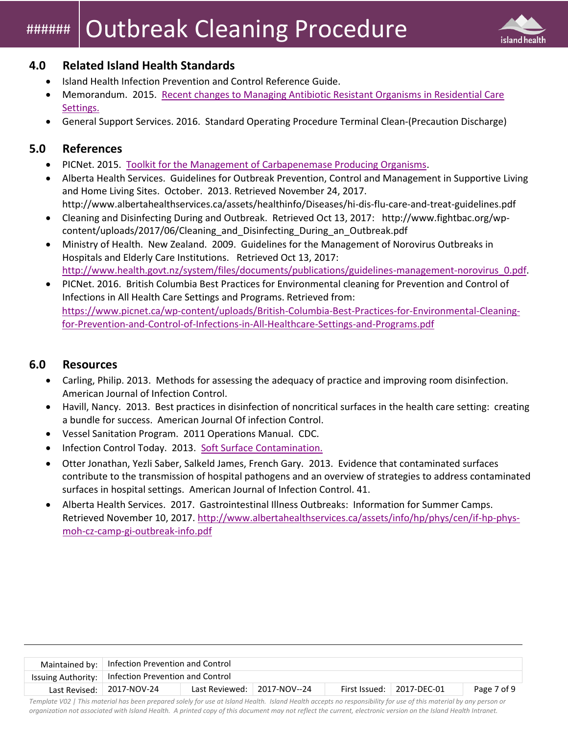## 4.0 Related Island Health Standards

- Island Health Infection Prevention and Control Reference Guide.
- Memorandum. 2015. Recent changes to Managing Antibiotic Resistant Organisms in Residential Care Settings.
- General Support Services. 2016. Standard Operating Procedure Terminal Clean-(Precaution Discharge)

## 5.0 References

- PICNet. 2015. Toolkit for the Management of Carbapenemase Producing Organisms.
- Alberta Health Services. Guidelines for Outbreak Prevention, Control and Management in Supportive Living and Home Living Sites. October. 2013. Retrieved November 24, 2017. http://www.albertahealthservices.ca/assets/healthinfo/Diseases/hi-dis-flu-care-and-treat-guidelines.pdf
- Cleaning and Disinfecting During and Outbreak. Retrieved Oct 13, 2017: http://www.fightbac.org/wp-content/uploads/2017/06/Cleaning_and_Disinfecting_During_an_Outbreak.pdf
- Ministry of Health. New Zealand. 2009. Guidelines for the Management of Norovirus Outbreaks in Hospitals and Elderly Care Institutions. Retrieved Oct 13, 2017: http://www.health.govt.nz/system/files/documents/publications/guidelines-management-norovirus_0.pdf.
- PICNet. 2016. British Columbia Best Practices for Environmental cleaning for Prevention and Control of Infections in All Health Care Settings and Programs. Retrieved from: https://www.picnet.ca/wp-content/uploads/British-Columbia-Best-Practices-for-Environmental-Cleaning-for-Prevention-and-Control-of-Infections-in-All-Healthcare-Settings-and-Programs.pdf

## 6.0 Resources

- Carling, Philip. 2013. Methods for assessing the adequacy of practice and improving room disinfection. American Journal of Infection Control.
- Havill, Nancy. 2013. Best practices in disinfection of noncritical surfaces in the health care setting: creating a bundle for success. American Journal Of infection Control.
- Vessel Sanitation Program. 2011 Operations Manual. CDC.
- Infection Control Today. 2013. Soft Surface Contamination.
- Otter Jonathan, Yezli Saber, Salkeld James, French Gary. 2013. Evidence that contaminated surfaces contribute to the transmission of hospital pathogens and an overview of strategies to address contaminated surfaces in hospital settings. American Journal of Infection Control. 41.
- Alberta Health Services. 2017. Gastrointestinal Illness Outbreaks: Information for Summer Camps. Retrieved November 10, 2017. http://www.albertahealthservices.ca/assets/info/hp/phys/cen/if-hp-phys-moh-cz-camp-gi-outbreak-info.pdf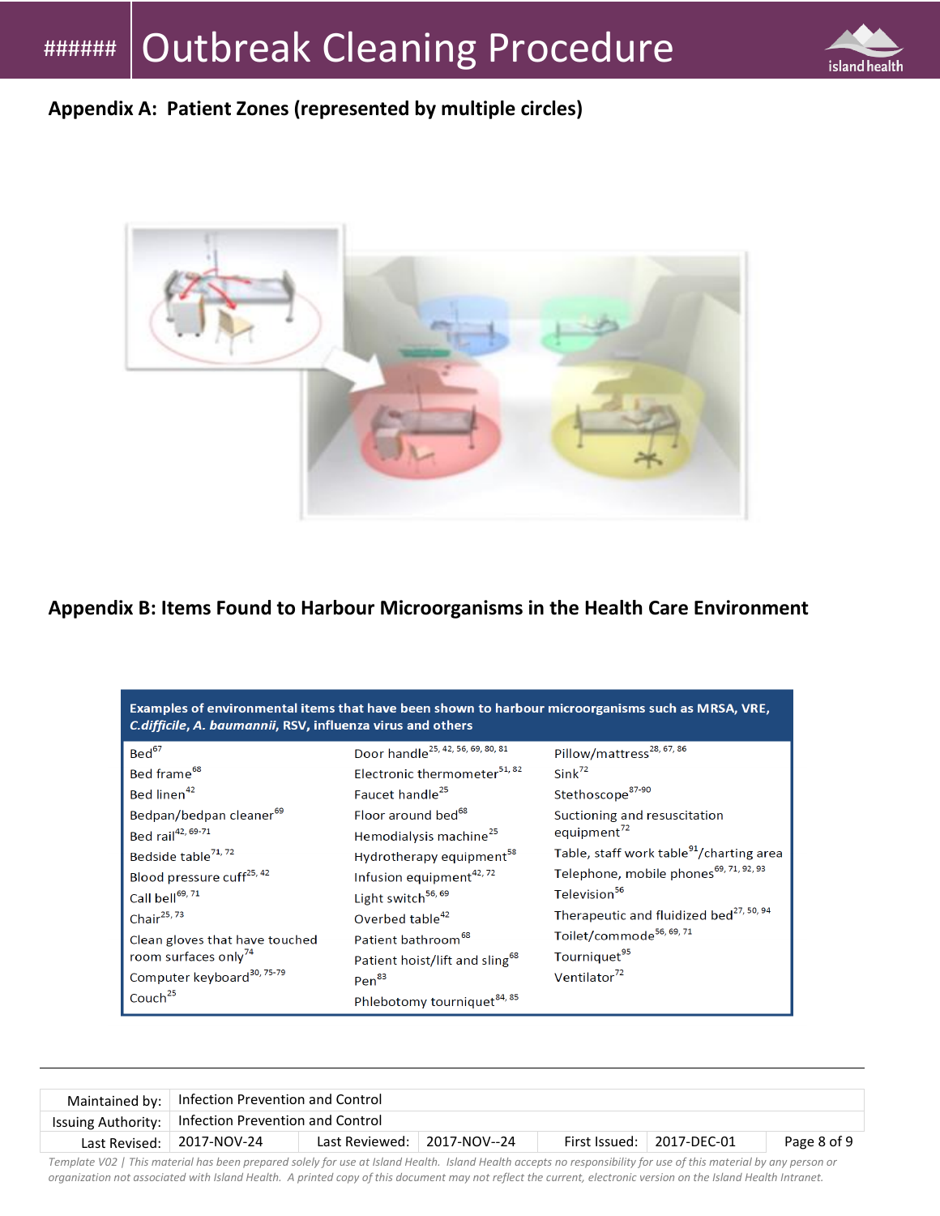## Appendix A: Patient Zones (represented by multiple circles)

## Appendix B: Items Found to Harbour Microorganisms in the Health Care Environment

| Examples of environmental items that have been shown to harbour microorganisms such as MRSA, VRE, *C.difficile*, *A. baumannii*, RSV, influenza virus and others | | |
|---|---|---|
| Bed[67] | Door handle[25, 42, 56, 69, 80, 81] | Pillow/mattress[28, 67, 86] |
| Bed frame[68] | Electronic thermometer[51, 82] | Sink[72] |
| Bed linen[42] | Faucet handle[25] | Stethoscope[87-90] |
| Bedpan/bedpan cleaner[69] | Floor around bed[68] | Suctioning and resuscitation equipment[72] |
| Bed rail[42, 69-71] | Hemodialysis machine[25] | Table, staff work table[91]/charting area |
| Bedside table[71, 72] | Hydrotherapy equipment[58] | Telephone, mobile phones[69, 71, 92, 93] |
| Blood pressure cuff[25, 42] | Infusion equipment[42, 72] | Television[56] |
| Call bell[69, 71] | Light switch[56, 69] | Therapeutic and fluidized bed[27, 50, 94] |
| Chair[25, 73] | Overbed table[42] | Toilet/commode[56, 69, 71] |
| Clean gloves that have touched room surfaces only[74] | Patient bathroom[68] | Tourniquet[95] |
| Computer keyboard[30, 75-79] | Patient hoist/lift and sling[68] | Ventilator[72] |
| Couch[25] | Pen[83] | |
| | Phlebotomy tourniquet[84, 85] | |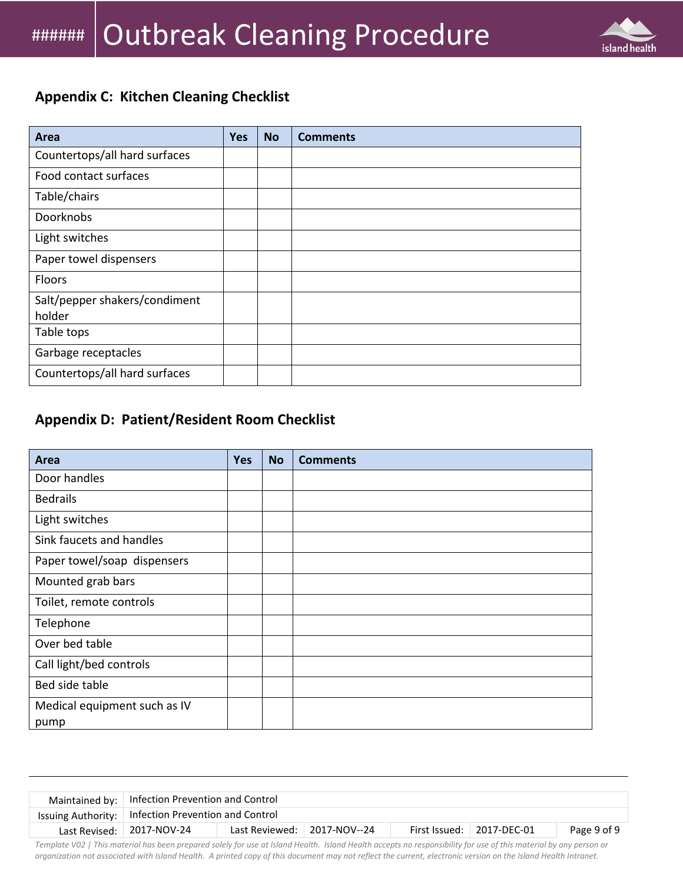## Appendix C: Kitchen Cleaning Checklist

| Area | Yes | No | Comments |
|---|---|---|---|
| Countertops/all hard surfaces | | | |
| Food contact surfaces | | | |
| Table/chairs | | | |
| Doorknobs | | | |
| Light switches | | | |
| Paper towel dispensers | | | |
| Floors | | | |
| Salt/pepper shakers/condiment holder | | | |
| Table tops | | | |
| Garbage receptacles | | | |
| Countertops/all hard surfaces | | | |

## Appendix D: Patient/Resident Room Checklist

| Area | Yes | No | Comments |
|---|---|---|---|
| Door handles | | | |
| Bedrails | | | |
| Light switches | | | |
| Sink faucets and handles | | | |
| Paper towel/soap dispensers | | | |
| Mounted grab bars | | | |
| Toilet, remote controls | | | |
| Telephone | | | |
| Over bed table | | | |
| Call light/bed controls | | | |
| Bed side table | | | |
| Medical equipment such as IV pump | | | |